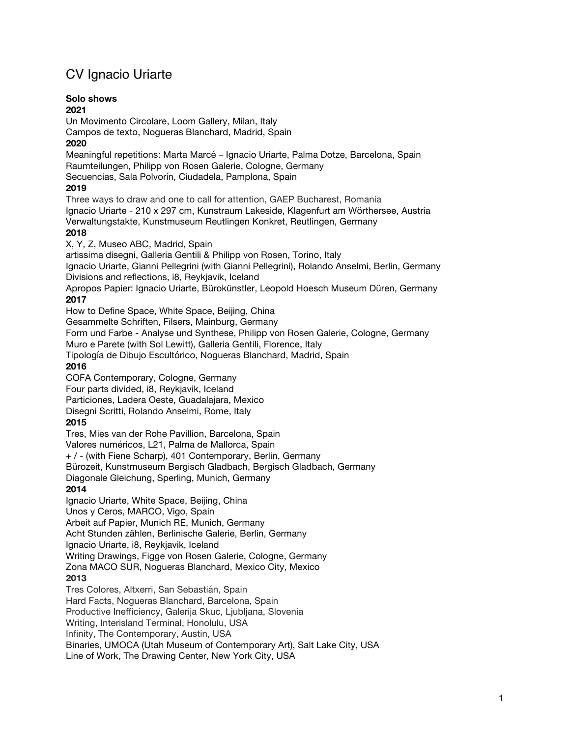# CV Ignacio Uriarte

**Solo shows**

**2021**

Un Movimento Circolare, Loom Gallery, Milan, Italy
Campos de texto, Nogueras Blanchard, Madrid, Spain

**2020**

Meaningful repetitions: Marta Marcé – Ignacio Uriarte, Palma Dotze, Barcelona, Spain
Raumteilungen, Philipp von Rosen Galerie, Cologne, Germany
Secuencias, Sala Polvorín, Ciudadela, Pamplona, Spain

**2019**

Three ways to draw and one to call for attention, GAEP Bucharest, Romania
Ignacio Uriarte - 210 x 297 cm, Kunstraum Lakeside, Klagenfurt am Wörthersee, Austria
Verwaltungstakte, Kunstmuseum Reutlingen Konkret, Reutlingen, Germany

**2018**

X, Y, Z, Museo ABC, Madrid, Spain
artissima disegni, Galleria Gentili & Philipp von Rosen, Torino, Italy
Ignacio Uriarte, Gianni Pellegrini (with Gianni Pellegrini), Rolando Anselmi, Berlin, Germany
Divisions and reflections, i8, Reykjavik, Iceland
Apropos Papier: Ignacio Uriarte, Bürokünstler, Leopold Hoesch Museum Düren, Germany

**2017**

How to Define Space, White Space, Beijing, China
Gesammelte Schriften, Filsers, Mainburg, Germany
Form und Farbe - Analyse und Synthese, Philipp von Rosen Galerie, Cologne, Germany
Muro e Parete (with Sol Lewitt), Galleria Gentili, Florence, Italy
Tipología de Dibujo Escultórico, Nogueras Blanchard, Madrid, Spain

**2016**

COFA Contemporary, Cologne, Germany
Four parts divided, i8, Reykjavik, Iceland
Particiones, Ladera Oeste, Guadalajara, Mexico
Disegni Scritti, Rolando Anselmi, Rome, Italy

**2015**

Tres, Mies van der Rohe Pavillion, Barcelona, Spain
Valores numéricos, L21, Palma de Mallorca, Spain
+ / - (with Fiene Scharp), 401 Contemporary, Berlin, Germany
Bürozeit, Kunstmuseum Bergisch Gladbach, Bergisch Gladbach, Germany
Diagonale Gleichung, Sperling, Munich, Germany

**2014**

Ignacio Uriarte, White Space, Beijing, China
Unos y Ceros, MARCO, Vigo, Spain
Arbeit auf Papier, Munich RE, Munich, Germany
Acht Stunden zählen, Berlinische Galerie, Berlin, Germany
Ignacio Uriarte, i8, Reykjavik, Iceland
Writing Drawings, Figge von Rosen Galerie, Cologne, Germany
Zona MACO SUR, Nogueras Blanchard, Mexico City, Mexico

**2013**

Tres Colores, Altxerri, San Sebastián, Spain
Hard Facts, Nogueras Blanchard, Barcelona, Spain
Productive Inefficiency, Galerija Skuc, Ljubljana, Slovenia
Writing, Interisland Terminal, Honolulu, USA
Infinity, The Contemporary, Austin, USA
Binaries, UMOCA (Utah Museum of Contemporary Art), Salt Lake City, USA
Line of Work, The Drawing Center, New York City, USA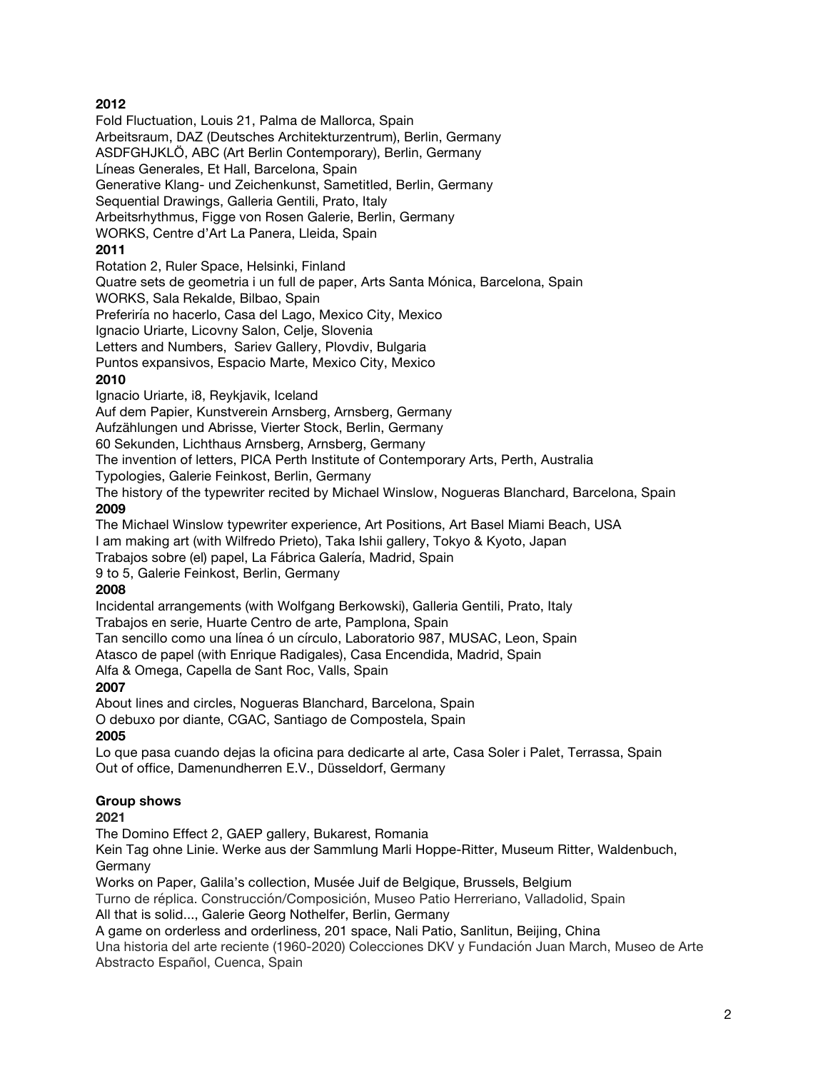**2012**

Fold Fluctuation, Louis 21, Palma de Mallorca, Spain
Arbeitsraum, DAZ (Deutsches Architekturzentrum), Berlin, Germany
ASDFGHJKLÖ, ABC (Art Berlin Contemporary), Berlin, Germany
Líneas Generales, Et Hall, Barcelona, Spain
Generative Klang- und Zeichenkunst, Sametitled, Berlin, Germany
Sequential Drawings, Galleria Gentili, Prato, Italy
Arbeitsrhythmus, Figge von Rosen Galerie, Berlin, Germany
WORKS, Centre d'Art La Panera, Lleida, Spain

**2011**

Rotation 2, Ruler Space, Helsinki, Finland
Quatre sets de geometria i un full de paper, Arts Santa Mónica, Barcelona, Spain
WORKS, Sala Rekalde, Bilbao, Spain
Preferiría no hacerlo, Casa del Lago, Mexico City, Mexico
Ignacio Uriarte, Licovny Salon, Celje, Slovenia
Letters and Numbers, Sariev Gallery, Plovdiv, Bulgaria
Puntos expansivos, Espacio Marte, Mexico City, Mexico

**2010**

Ignacio Uriarte, i8, Reykjavik, Iceland
Auf dem Papier, Kunstverein Arnsberg, Arnsberg, Germany
Aufzählungen und Abrisse, Vierter Stock, Berlin, Germany
60 Sekunden, Lichthaus Arnsberg, Arnsberg, Germany
The invention of letters, PICA Perth Institute of Contemporary Arts, Perth, Australia
Typologies, Galerie Feinkost, Berlin, Germany
The history of the typewriter recited by Michael Winslow, Nogueras Blanchard, Barcelona, Spain

**2009**

The Michael Winslow typewriter experience, Art Positions, Art Basel Miami Beach, USA
I am making art (with Wilfredo Prieto), Taka Ishii gallery, Tokyo & Kyoto, Japan
Trabajos sobre (el) papel, La Fábrica Galería, Madrid, Spain
9 to 5, Galerie Feinkost, Berlin, Germany

**2008**

Incidental arrangements (with Wolfgang Berkowski), Galleria Gentili, Prato, Italy
Trabajos en serie, Huarte Centro de arte, Pamplona, Spain
Tan sencillo como una línea ó un círculo, Laboratorio 987, MUSAC, Leon, Spain
Atasco de papel (with Enrique Radigales), Casa Encendida, Madrid, Spain
Alfa & Omega, Capella de Sant Roc, Valls, Spain

**2007**

About lines and circles, Nogueras Blanchard, Barcelona, Spain
O debuxo por diante, CGAC, Santiago de Compostela, Spain

**2005**

Lo que pasa cuando dejas la oficina para dedicarte al arte, Casa Soler i Palet, Terrassa, Spain
Out of office, Damenundherren E.V., Düsseldorf, Germany

**Group shows**

**2021**

The Domino Effect 2, GAEP gallery, Bukarest, Romania
Kein Tag ohne Linie. Werke aus der Sammlung Marli Hoppe-Ritter, Museum Ritter, Waldenbuch, Germany
Works on Paper, Galila's collection, Musée Juif de Belgique, Brussels, Belgium
Turno de réplica. Construcción/Composición, Museo Patio Herreriano, Valladolid, Spain
All that is solid..., Galerie Georg Nothelfer, Berlin, Germany
A game on orderless and orderliness, 201 space, Nali Patio, Sanlitun, Beijing, China
Una historia del arte reciente (1960-2020) Colecciones DKV y Fundación Juan March, Museo de Arte Abstracto Español, Cuenca, Spain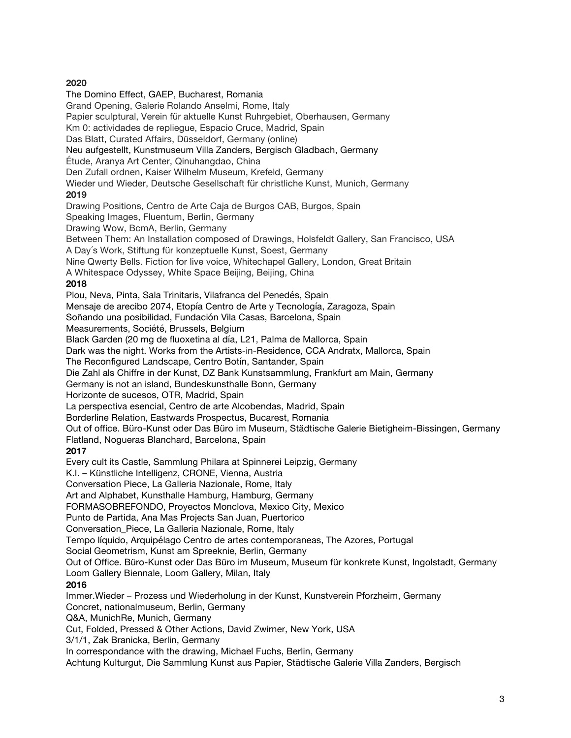**2020**

The Domino Effect, GAEP, Bucharest, Romania
Grand Opening, Galerie Rolando Anselmi, Rome, Italy
Papier sculptural, Verein für aktuelle Kunst Ruhrgebiet, Oberhausen, Germany
Km 0: actividades de repliegue, Espacio Cruce, Madrid, Spain
Das Blatt, Curated Affairs, Düsseldorf, Germany (online)
Neu aufgestellt, Kunstmuseum Villa Zanders, Bergisch Gladbach, Germany
Étude, Aranya Art Center, Qinuhangdao, China
Den Zufall ordnen, Kaiser Wilhelm Museum, Krefeld, Germany
Wieder und Wieder, Deutsche Gesellschaft für christliche Kunst, Munich, Germany

**2019**

Drawing Positions, Centro de Arte Caja de Burgos CAB, Burgos, Spain
Speaking Images, Fluentum, Berlin, Germany
Drawing Wow, BcmA, Berlin, Germany
Between Them: An Installation composed of Drawings, Holsfeldt Gallery, San Francisco, USA
A Day´s Work, Stiftung für konzeptuelle Kunst, Soest, Germany
Nine Qwerty Bells. Fiction for live voice, Whitechapel Gallery, London, Great Britain
A Whitespace Odyssey, White Space Beijing, Beijing, China

**2018**

Plou, Neva, Pinta, Sala Trinitaris, Vilafranca del Penedés, Spain
Mensaje de arecibo 2074, Etopía Centro de Arte y Tecnología, Zaragoza, Spain
Soñando una posibilidad, Fundación Vila Casas, Barcelona, Spain
Measurements, Société, Brussels, Belgium
Black Garden (20 mg de fluoxetina al día, L21, Palma de Mallorca, Spain
Dark was the night. Works from the Artists-in-Residence, CCA Andratx, Mallorca, Spain
The Reconfigured Landscape, Centro Botín, Santander, Spain
Die Zahl als Chiffre in der Kunst, DZ Bank Kunstsammlung, Frankfurt am Main, Germany
Germany is not an island, Bundeskunsthalle Bonn, Germany
Horizonte de sucesos, OTR, Madrid, Spain
La perspectiva esencial, Centro de arte Alcobendas, Madrid, Spain
Borderline Relation, Eastwards Prospectus, Bucarest, Romania
Out of office. Büro-Kunst oder Das Büro im Museum, Städtische Galerie Bietigheim-Bissingen, Germany
Flatland, Nogueras Blanchard, Barcelona, Spain

**2017**

Every cult its Castle, Sammlung Philara at Spinnerei Leipzig, Germany
K.I. – Künstliche Intelligenz, CRONE, Vienna, Austria
Conversation Piece, La Galleria Nazionale, Rome, Italy
Art and Alphabet, Kunsthalle Hamburg, Hamburg, Germany
FORMASOBREFONDO, Proyectos Monclova, Mexico City, Mexico
Punto de Partida, Ana Mas Projects San Juan, Puertorico
Conversation_Piece, La Galleria Nazionale, Rome, Italy
Tempo líquido, Arquipélago Centro de artes contemporaneas, The Azores, Portugal
Social Geometrism, Kunst am Spreeknie, Berlin, Germany
Out of Office. Büro-Kunst oder Das Büro im Museum, Museum für konkrete Kunst, Ingolstadt, Germany
Loom Gallery Biennale, Loom Gallery, Milan, Italy

**2016**

Immer.Wieder – Prozess und Wiederholung in der Kunst, Kunstverein Pforzheim, Germany
Concret, nationalmuseum, Berlin, Germany
Q&A, MunichRe, Munich, Germany
Cut, Folded, Pressed & Other Actions, David Zwirner, New York, USA
3/1/1, Zak Branicka, Berlin, Germany
In correspondance with the drawing, Michael Fuchs, Berlin, Germany
Achtung Kulturgut, Die Sammlung Kunst aus Papier, Städtische Galerie Villa Zanders, Bergisch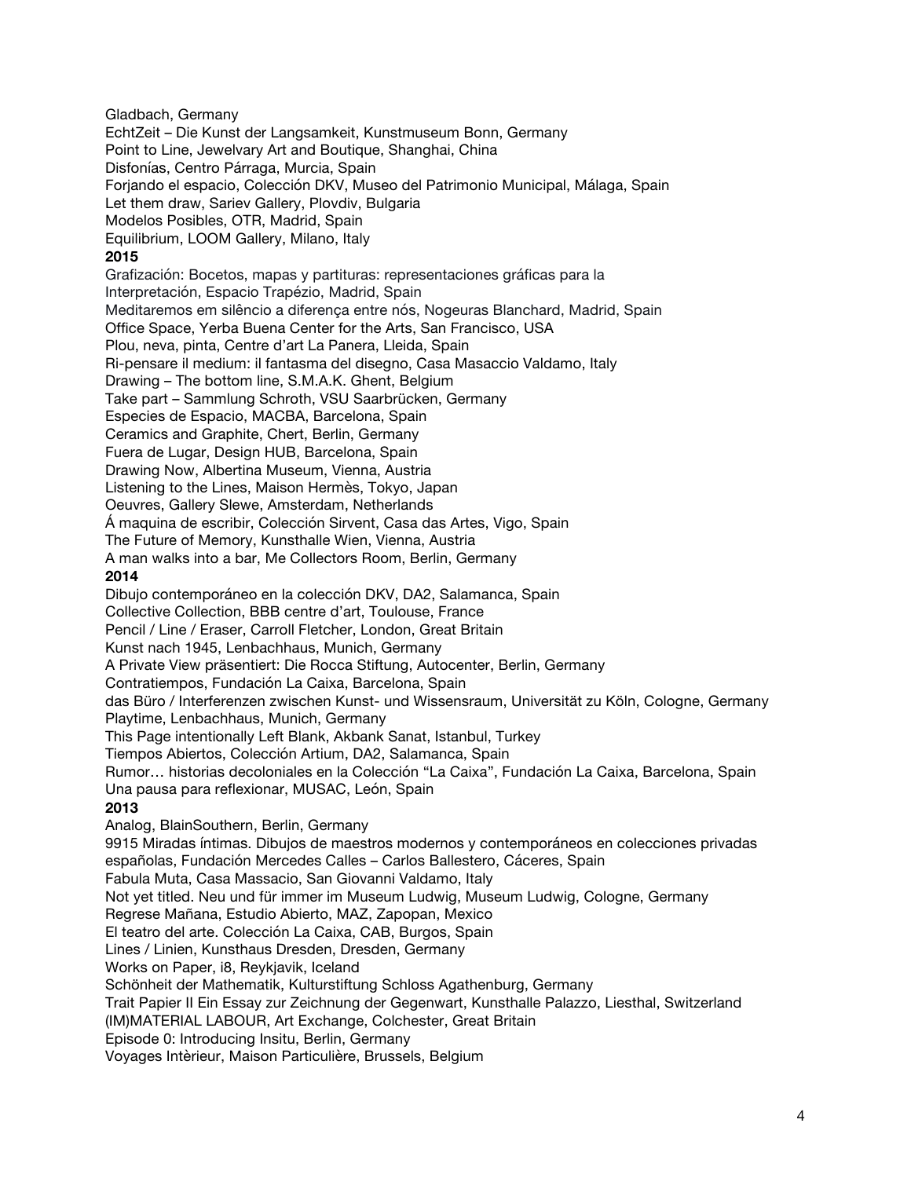Gladbach, Germany
EchtZeit – Die Kunst der Langsamkeit, Kunstmuseum Bonn, Germany
Point to Line, Jewelvary Art and Boutique, Shanghai, China
Disfonías, Centro Párraga, Murcia, Spain
Forjando el espacio, Colección DKV, Museo del Patrimonio Municipal, Málaga, Spain
Let them draw, Sariev Gallery, Plovdiv, Bulgaria
Modelos Posibles, OTR, Madrid, Spain
Equilibrium, LOOM Gallery, Milano, Italy

**2015**

Grafización: Bocetos, mapas y partituras: representaciones gráficas para la Interpretación, Espacio Trapézio, Madrid, Spain
Meditaremos em silêncio a diferença entre nós, Nogeuras Blanchard, Madrid, Spain
Office Space, Yerba Buena Center for the Arts, San Francisco, USA
Plou, neva, pinta, Centre d'art La Panera, Lleida, Spain
Ri-pensare il medium: il fantasma del disegno, Casa Masaccio Valdamo, Italy
Drawing – The bottom line, S.M.A.K. Ghent, Belgium
Take part – Sammlung Schroth, VSU Saarbrücken, Germany
Especies de Espacio, MACBA, Barcelona, Spain
Ceramics and Graphite, Chert, Berlin, Germany
Fuera de Lugar, Design HUB, Barcelona, Spain
Drawing Now, Albertina Museum, Vienna, Austria
Listening to the Lines, Maison Hermès, Tokyo, Japan
Oeuvres, Gallery Slewe, Amsterdam, Netherlands
Á maquina de escribir, Colección Sirvent, Casa das Artes, Vigo, Spain
The Future of Memory, Kunsthalle Wien, Vienna, Austria
A man walks into a bar, Me Collectors Room, Berlin, Germany

**2014**

Dibujo contemporáneo en la colección DKV, DA2, Salamanca, Spain
Collective Collection, BBB centre d'art, Toulouse, France
Pencil / Line / Eraser, Carroll Fletcher, London, Great Britain
Kunst nach 1945, Lenbachhaus, Munich, Germany
A Private View präsentiert: Die Rocca Stiftung, Autocenter, Berlin, Germany
Contratiempos, Fundación La Caixa, Barcelona, Spain
das Büro / Interferenzen zwischen Kunst- und Wissensraum, Universität zu Köln, Cologne, Germany
Playtime, Lenbachhaus, Munich, Germany
This Page intentionally Left Blank, Akbank Sanat, Istanbul, Turkey
Tiempos Abiertos, Colección Artium, DA2, Salamanca, Spain
Rumor… historias decoloniales en la Colección "La Caixa", Fundación La Caixa, Barcelona, Spain
Una pausa para reflexionar, MUSAC, León, Spain

**2013**

Analog, BlainSouthern, Berlin, Germany
9915 Miradas íntimas. Dibujos de maestros modernos y contemporáneos en colecciones privadas españolas, Fundación Mercedes Calles – Carlos Ballestero, Cáceres, Spain
Fabula Muta, Casa Massacio, San Giovanni Valdamo, Italy
Not yet titled. Neu und für immer im Museum Ludwig, Museum Ludwig, Cologne, Germany
Regrese Mañana, Estudio Abierto, MAZ, Zapopan, Mexico
El teatro del arte. Colección La Caixa, CAB, Burgos, Spain
Lines / Linien, Kunsthaus Dresden, Dresden, Germany
Works on Paper, i8, Reykjavik, Iceland
Schönheit der Mathematik, Kulturstiftung Schloss Agathenburg, Germany
Trait Papier II Ein Essay zur Zeichnung der Gegenwart, Kunsthalle Palazzo, Liesthal, Switzerland
(IM)MATERIAL LABOUR, Art Exchange, Colchester, Great Britain
Episode 0: Introducing Insitu, Berlin, Germany
Voyages Intèrieur, Maison Particulière, Brussels, Belgium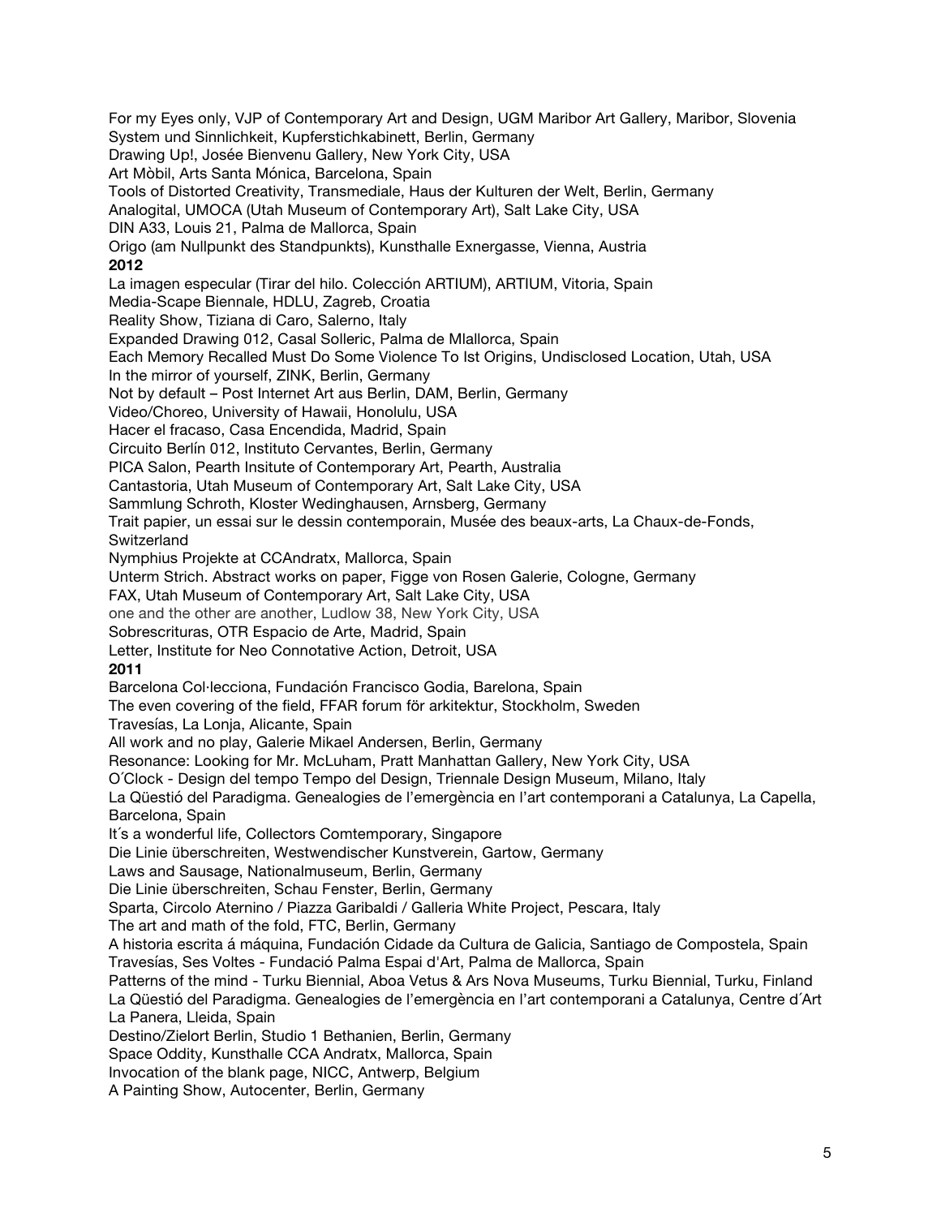For my Eyes only, VJP of Contemporary Art and Design, UGM Maribor Art Gallery, Maribor, Slovenia
System und Sinnlichkeit, Kupferstichkabinett, Berlin, Germany
Drawing Up!, Josée Bienvenu Gallery, New York City, USA
Art Mòbil, Arts Santa Mónica, Barcelona, Spain
Tools of Distorted Creativity, Transmediale, Haus der Kulturen der Welt, Berlin, Germany
Analogital, UMOCA (Utah Museum of Contemporary Art), Salt Lake City, USA
DIN A33, Louis 21, Palma de Mallorca, Spain
Origo (am Nullpunkt des Standpunkts), Kunsthalle Exnergasse, Vienna, Austria

**2012**

La imagen especular (Tirar del hilo. Colección ARTIUM), ARTIUM, Vitoria, Spain
Media-Scape Biennale, HDLU, Zagreb, Croatia
Reality Show, Tiziana di Caro, Salerno, Italy
Expanded Drawing 012, Casal Solleric, Palma de Mlallorca, Spain
Each Memory Recalled Must Do Some Violence To Ist Origins, Undisclosed Location, Utah, USA
In the mirror of yourself, ZINK, Berlin, Germany
Not by default – Post Internet Art aus Berlin, DAM, Berlin, Germany
Video/Choreo, University of Hawaii, Honolulu, USA
Hacer el fracaso, Casa Encendida, Madrid, Spain
Circuito Berlín 012, Instituto Cervantes, Berlin, Germany
PICA Salon, Pearth Insitute of Contemporary Art, Pearth, Australia
Cantastoria, Utah Museum of Contemporary Art, Salt Lake City, USA
Sammlung Schroth, Kloster Wedinghausen, Arnsberg, Germany
Trait papier, un essai sur le dessin contemporain, Musée des beaux-arts, La Chaux-de-Fonds, Switzerland
Nymphius Projekte at CCAndratx, Mallorca, Spain
Unterm Strich. Abstract works on paper, Figge von Rosen Galerie, Cologne, Germany
FAX, Utah Museum of Contemporary Art, Salt Lake City, USA
one and the other are another, Ludlow 38, New York City, USA
Sobrescrituras, OTR Espacio de Arte, Madrid, Spain
Letter, Institute for Neo Connotative Action, Detroit, USA

**2011**

Barcelona Col·lecciona, Fundación Francisco Godia, Barelona, Spain
The even covering of the field, FFAR forum för arkitektur, Stockholm, Sweden
Travesías, La Lonja, Alicante, Spain
All work and no play, Galerie Mikael Andersen, Berlin, Germany
Resonance: Looking for Mr. McLuham, Pratt Manhattan Gallery, New York City, USA
O´Clock - Design del tempo Tempo del Design, Triennale Design Museum, Milano, Italy
La Qüestió del Paradigma. Genealogies de l'emergència en l'art contemporani a Catalunya, La Capella, Barcelona, Spain
It´s a wonderful life, Collectors Comtemporary, Singapore
Die Linie überschreiten, Westwendischer Kunstverein, Gartow, Germany
Laws and Sausage, Nationalmuseum, Berlin, Germany
Die Linie überschreiten, Schau Fenster, Berlin, Germany
Sparta, Circolo Aternino / Piazza Garibaldi / Galleria White Project, Pescara, Italy
The art and math of the fold, FTC, Berlin, Germany
A historia escrita á máquina, Fundación Cidade da Cultura de Galicia, Santiago de Compostela, Spain
Travesías, Ses Voltes - Fundació Palma Espai d'Art, Palma de Mallorca, Spain
Patterns of the mind - Turku Biennial, Aboa Vetus & Ars Nova Museums, Turku Biennial, Turku, Finland
La Qüestió del Paradigma. Genealogies de l'emergència en l'art contemporani a Catalunya, Centre d´Art La Panera, Lleida, Spain
Destino/Zielort Berlin, Studio 1 Bethanien, Berlin, Germany
Space Oddity, Kunsthalle CCA Andratx, Mallorca, Spain
Invocation of the blank page, NICC, Antwerp, Belgium
A Painting Show, Autocenter, Berlin, Germany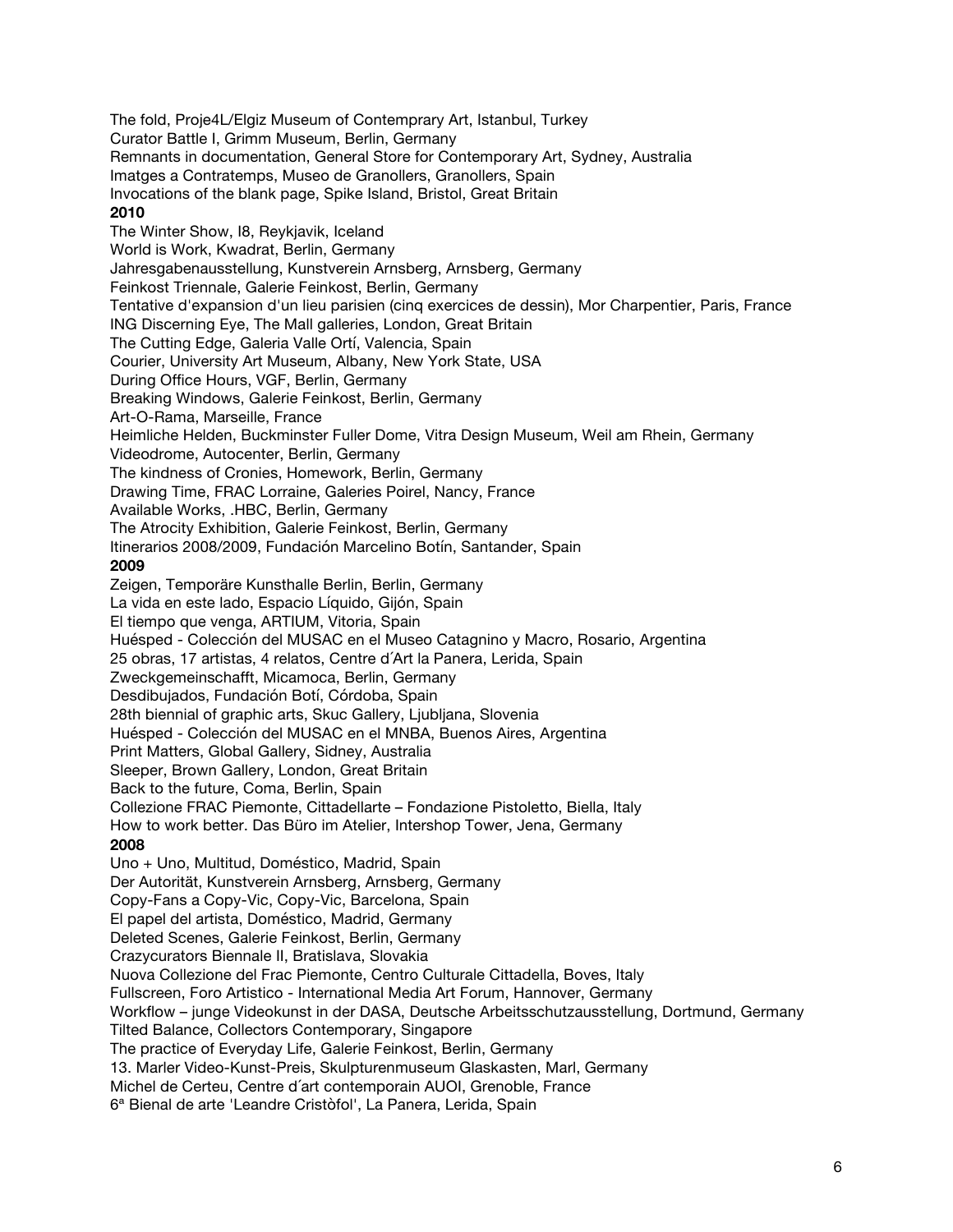The fold, Proje4L/Elgiz Museum of Contemprary Art, Istanbul, Turkey
Curator Battle I, Grimm Museum, Berlin, Germany
Remnants in documentation, General Store for Contemporary Art, Sydney, Australia
Imatges a Contratemps, Museo de Granollers, Granollers, Spain
Invocations of the blank page, Spike Island, Bristol, Great Britain

**2010**

The Winter Show, I8, Reykjavik, Iceland
World is Work, Kwadrat, Berlin, Germany
Jahresgabenausstellung, Kunstverein Arnsberg, Arnsberg, Germany
Feinkost Triennale, Galerie Feinkost, Berlin, Germany
Tentative d'expansion d'un lieu parisien (cinq exercices de dessin), Mor Charpentier, Paris, France
ING Discerning Eye, The Mall galleries, London, Great Britain
The Cutting Edge, Galeria Valle Ortí, Valencia, Spain
Courier, University Art Museum, Albany, New York State, USA
During Office Hours, VGF, Berlin, Germany
Breaking Windows, Galerie Feinkost, Berlin, Germany
Art-O-Rama, Marseille, France
Heimliche Helden, Buckminster Fuller Dome, Vitra Design Museum, Weil am Rhein, Germany
Videodrome, Autocenter, Berlin, Germany
The kindness of Cronies, Homework, Berlin, Germany
Drawing Time, FRAC Lorraine, Galeries Poirel, Nancy, France
Available Works, .HBC, Berlin, Germany
The Atrocity Exhibition, Galerie Feinkost, Berlin, Germany
Itinerarios 2008/2009, Fundación Marcelino Botín, Santander, Spain

**2009**

Zeigen, Temporäre Kunsthalle Berlin, Berlin, Germany
La vida en este lado, Espacio Líquido, Gijón, Spain
El tiempo que venga, ARTIUM, Vitoria, Spain
Huésped - Colección del MUSAC en el Museo Catagnino y Macro, Rosario, Argentina
25 obras, 17 artistas, 4 relatos, Centre d´Art la Panera, Lerida, Spain
Zweckgemeinschafft, Micamoca, Berlin, Germany
Desdibujados, Fundación Botí, Córdoba, Spain
28th biennial of graphic arts, Skuc Gallery, Ljubljana, Slovenia
Huésped - Colección del MUSAC en el MNBA, Buenos Aires, Argentina
Print Matters, Global Gallery, Sidney, Australia
Sleeper, Brown Gallery, London, Great Britain
Back to the future, Coma, Berlin, Spain
Collezione FRAC Piemonte, Cittadellarte – Fondazione Pistoletto, Biella, Italy
How to work better. Das Büro im Atelier, Intershop Tower, Jena, Germany

**2008**

Uno + Uno, Multitud, Doméstico, Madrid, Spain
Der Autorität, Kunstverein Arnsberg, Arnsberg, Germany
Copy-Fans a Copy-Vic, Copy-Vic, Barcelona, Spain
El papel del artista, Doméstico, Madrid, Germany
Deleted Scenes, Galerie Feinkost, Berlin, Germany
Crazycurators Biennale II, Bratislava, Slovakia
Nuova Collezione del Frac Piemonte, Centro Culturale Cittadella, Boves, Italy
Fullscreen, Foro Artistico - International Media Art Forum, Hannover, Germany
Workflow – junge Videokunst in der DASA, Deutsche Arbeitsschutzausstellung, Dortmund, Germany
Tilted Balance, Collectors Contemporary, Singapore
The practice of Everyday Life, Galerie Feinkost, Berlin, Germany
13. Marler Video-Kunst-Preis, Skulpturenmuseum Glaskasten, Marl, Germany
Michel de Certeu, Centre d´art contemporain AUOI, Grenoble, France
6ª Bienal de arte 'Leandre Cristòfol', La Panera, Lerida, Spain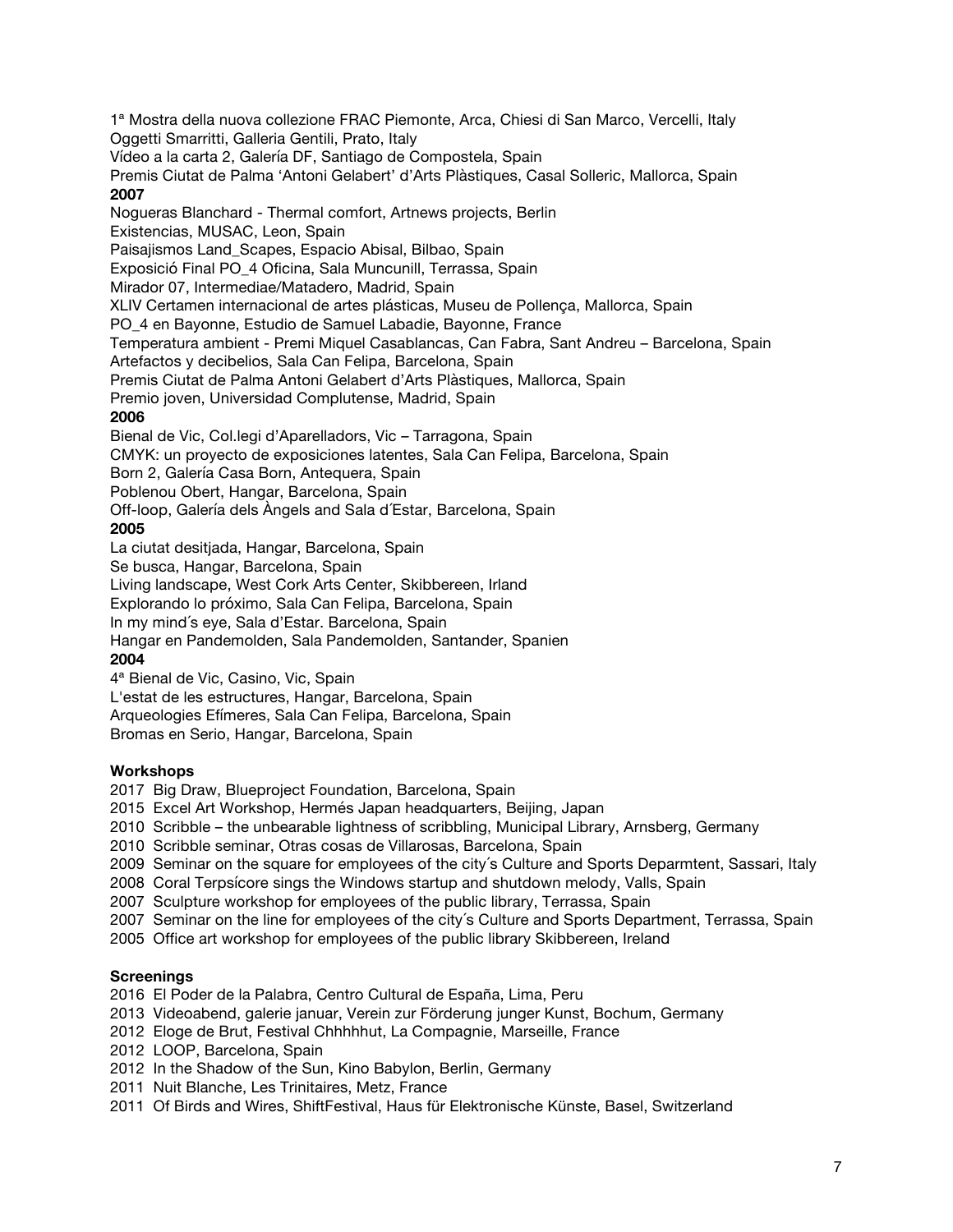1ª Mostra della nuova collezione FRAC Piemonte, Arca, Chiesi di San Marco, Vercelli, Italy
Oggetti Smarritti, Galleria Gentili, Prato, Italy
Vídeo a la carta 2, Galería DF, Santiago de Compostela, Spain
Premis Ciutat de Palma 'Antoni Gelabert' d'Arts Plàstiques, Casal Solleric, Mallorca, Spain

**2007**

Nogueras Blanchard - Thermal comfort, Artnews projects, Berlin
Existencias, MUSAC, Leon, Spain
Paisajismos Land_Scapes, Espacio Abisal, Bilbao, Spain
Exposició Final PO_4 Oficina, Sala Muncunill, Terrassa, Spain
Mirador 07, Intermediae/Matadero, Madrid, Spain
XLIV Certamen internacional de artes plásticas, Museu de Pollença, Mallorca, Spain
PO_4 en Bayonne, Estudio de Samuel Labadie, Bayonne, France
Temperatura ambient - Premi Miquel Casablancas, Can Fabra, Sant Andreu – Barcelona, Spain
Artefactos y decibelios, Sala Can Felipa, Barcelona, Spain
Premis Ciutat de Palma Antoni Gelabert d'Arts Plàstiques, Mallorca, Spain
Premio joven, Universidad Complutense, Madrid, Spain

**2006**

Bienal de Vic, Col.legi d'Aparelladors, Vic – Tarragona, Spain
CMYK: un proyecto de exposiciones latentes, Sala Can Felipa, Barcelona, Spain
Born 2, Galería Casa Born, Antequera, Spain
Poblenou Obert, Hangar, Barcelona, Spain
Off-loop, Galería dels Àngels and Sala d´Estar, Barcelona, Spain

**2005**

La ciutat desitjada, Hangar, Barcelona, Spain
Se busca, Hangar, Barcelona, Spain
Living landscape, West Cork Arts Center, Skibbereen, Irland
Explorando lo próximo, Sala Can Felipa, Barcelona, Spain
In my mind´s eye, Sala d'Estar. Barcelona, Spain
Hangar en Pandemolden, Sala Pandemolden, Santander, Spanien

**2004**

4ª Bienal de Vic, Casino, Vic, Spain
L'estat de les estructures, Hangar, Barcelona, Spain
Arqueologies Efímeres, Sala Can Felipa, Barcelona, Spain
Bromas en Serio, Hangar, Barcelona, Spain

**Workshops**

2017 Big Draw, Blueproject Foundation, Barcelona, Spain
2015 Excel Art Workshop, Hermés Japan headquarters, Beijing, Japan
2010 Scribble – the unbearable lightness of scribbling, Municipal Library, Arnsberg, Germany
2010 Scribble seminar, Otras cosas de Villarosas, Barcelona, Spain
2009 Seminar on the square for employees of the city´s Culture and Sports Deparmtent, Sassari, Italy
2008 Coral Terpsícore sings the Windows startup and shutdown melody, Valls, Spain
2007 Sculpture workshop for employees of the public library, Terrassa, Spain
2007 Seminar on the line for employees of the city´s Culture and Sports Department, Terrassa, Spain
2005 Office art workshop for employees of the public library Skibbereen, Ireland

**Screenings**

2016 El Poder de la Palabra, Centro Cultural de España, Lima, Peru
2013 Videoabend, galerie januar, Verein zur Förderung junger Kunst, Bochum, Germany
2012 Eloge de Brut, Festival Chhhhhut, La Compagnie, Marseille, France
2012 LOOP, Barcelona, Spain
2012 In the Shadow of the Sun, Kino Babylon, Berlin, Germany
2011 Nuit Blanche, Les Trinitaires, Metz, France
2011 Of Birds and Wires, ShiftFestival, Haus für Elektronische Künste, Basel, Switzerland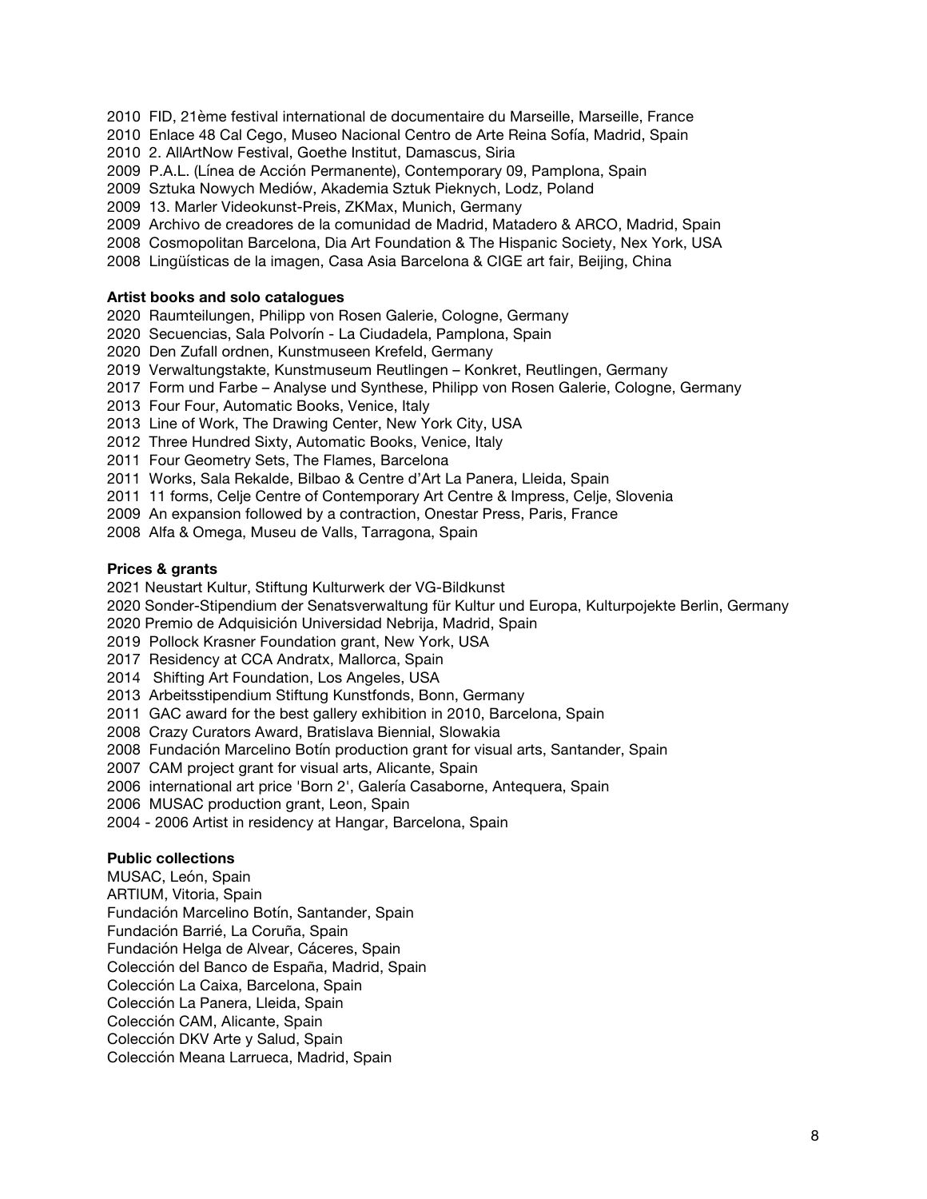2010 FID, 21ème festival international de documentaire du Marseille, Marseille, France
2010 Enlace 48 Cal Cego, Museo Nacional Centro de Arte Reina Sofía, Madrid, Spain
2010 2. AllArtNow Festival, Goethe Institut, Damascus, Siria
2009 P.A.L. (Línea de Acción Permanente), Contemporary 09, Pamplona, Spain
2009 Sztuka Nowych Mediów, Akademia Sztuk Pieknych, Lodz, Poland
2009 13. Marler Videokunst-Preis, ZKMax, Munich, Germany
2009 Archivo de creadores de la comunidad de Madrid, Matadero & ARCO, Madrid, Spain
2008 Cosmopolitan Barcelona, Dia Art Foundation & The Hispanic Society, Nex York, USA
2008 Lingüísticas de la imagen, Casa Asia Barcelona & CIGE art fair, Beijing, China

**Artist books and solo catalogues**

2020 Raumteilungen, Philipp von Rosen Galerie, Cologne, Germany
2020 Secuencias, Sala Polvorín - La Ciudadela, Pamplona, Spain
2020 Den Zufall ordnen, Kunstmuseen Krefeld, Germany
2019 Verwaltungstakte, Kunstmuseum Reutlingen – Konkret, Reutlingen, Germany
2017 Form und Farbe – Analyse und Synthese, Philipp von Rosen Galerie, Cologne, Germany
2013 Four Four, Automatic Books, Venice, Italy
2013 Line of Work, The Drawing Center, New York City, USA
2012 Three Hundred Sixty, Automatic Books, Venice, Italy
2011 Four Geometry Sets, The Flames, Barcelona
2011 Works, Sala Rekalde, Bilbao & Centre d'Art La Panera, Lleida, Spain
2011 11 forms, Celje Centre of Contemporary Art Centre & Impress, Celje, Slovenia
2009 An expansion followed by a contraction, Onestar Press, Paris, France
2008 Alfa & Omega, Museu de Valls, Tarragona, Spain

**Prices & grants**

2021 Neustart Kultur, Stiftung Kulturwerk der VG-Bildkunst
2020 Sonder-Stipendium der Senatsverwaltung für Kultur und Europa, Kulturpojekte Berlin, Germany
2020 Premio de Adquisición Universidad Nebrija, Madrid, Spain
2019 Pollock Krasner Foundation grant, New York, USA
2017 Residency at CCA Andratx, Mallorca, Spain
2014 Shifting Art Foundation, Los Angeles, USA
2013 Arbeitsstipendium Stiftung Kunstfonds, Bonn, Germany
2011 GAC award for the best gallery exhibition in 2010, Barcelona, Spain
2008 Crazy Curators Award, Bratislava Biennial, Slowakia
2008 Fundación Marcelino Botín production grant for visual arts, Santander, Spain
2007 CAM project grant for visual arts, Alicante, Spain
2006 international art price 'Born 2', Galería Casaborne, Antequera, Spain
2006 MUSAC production grant, Leon, Spain
2004 - 2006 Artist in residency at Hangar, Barcelona, Spain

**Public collections**

MUSAC, León, Spain
ARTIUM, Vitoria, Spain
Fundación Marcelino Botín, Santander, Spain
Fundación Barrié, La Coruña, Spain
Fundación Helga de Alvear, Cáceres, Spain
Colección del Banco de España, Madrid, Spain
Colección La Caixa, Barcelona, Spain
Colección La Panera, Lleida, Spain
Colección CAM, Alicante, Spain
Colección DKV Arte y Salud, Spain
Colección Meana Larrueca, Madrid, Spain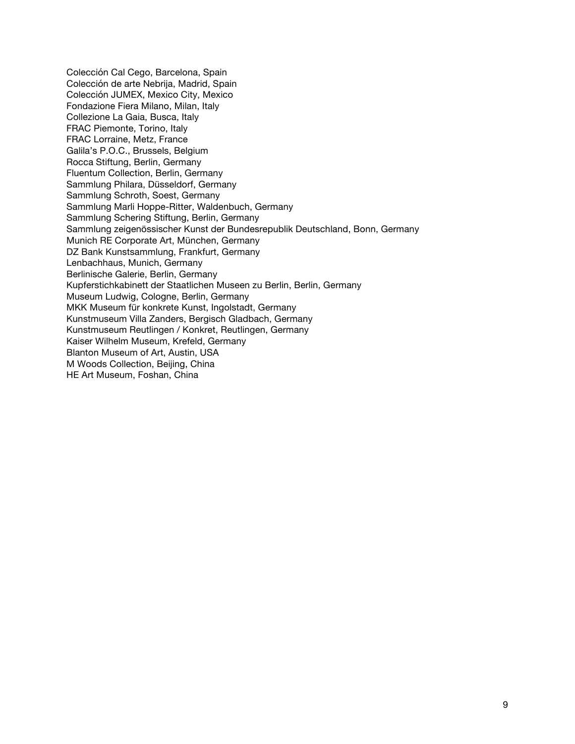Colección Cal Cego, Barcelona, Spain
Colección de arte Nebrija, Madrid, Spain
Colección JUMEX, Mexico City, Mexico
Fondazione Fiera Milano, Milan, Italy
Collezione La Gaia, Busca, Italy
FRAC Piemonte, Torino, Italy
FRAC Lorraine, Metz, France
Galila's P.O.C., Brussels, Belgium
Rocca Stiftung, Berlin, Germany
Fluentum Collection, Berlin, Germany
Sammlung Philara, Düsseldorf, Germany
Sammlung Schroth, Soest, Germany
Sammlung Marli Hoppe-Ritter, Waldenbuch, Germany
Sammlung Schering Stiftung, Berlin, Germany
Sammlung zeigenössischer Kunst der Bundesrepublik Deutschland, Bonn, Germany
Munich RE Corporate Art, München, Germany
DZ Bank Kunstsammlung, Frankfurt, Germany
Lenbachhaus, Munich, Germany
Berlinische Galerie, Berlin, Germany
Kupferstichkabinett der Staatlichen Museen zu Berlin, Berlin, Germany
Museum Ludwig, Cologne, Berlin, Germany
MKK Museum für konkrete Kunst, Ingolstadt, Germany
Kunstmuseum Villa Zanders, Bergisch Gladbach, Germany
Kunstmuseum Reutlingen / Konkret, Reutlingen, Germany
Kaiser Wilhelm Museum, Krefeld, Germany
Blanton Museum of Art, Austin, USA
M Woods Collection, Beijing, China
HE Art Museum, Foshan, China